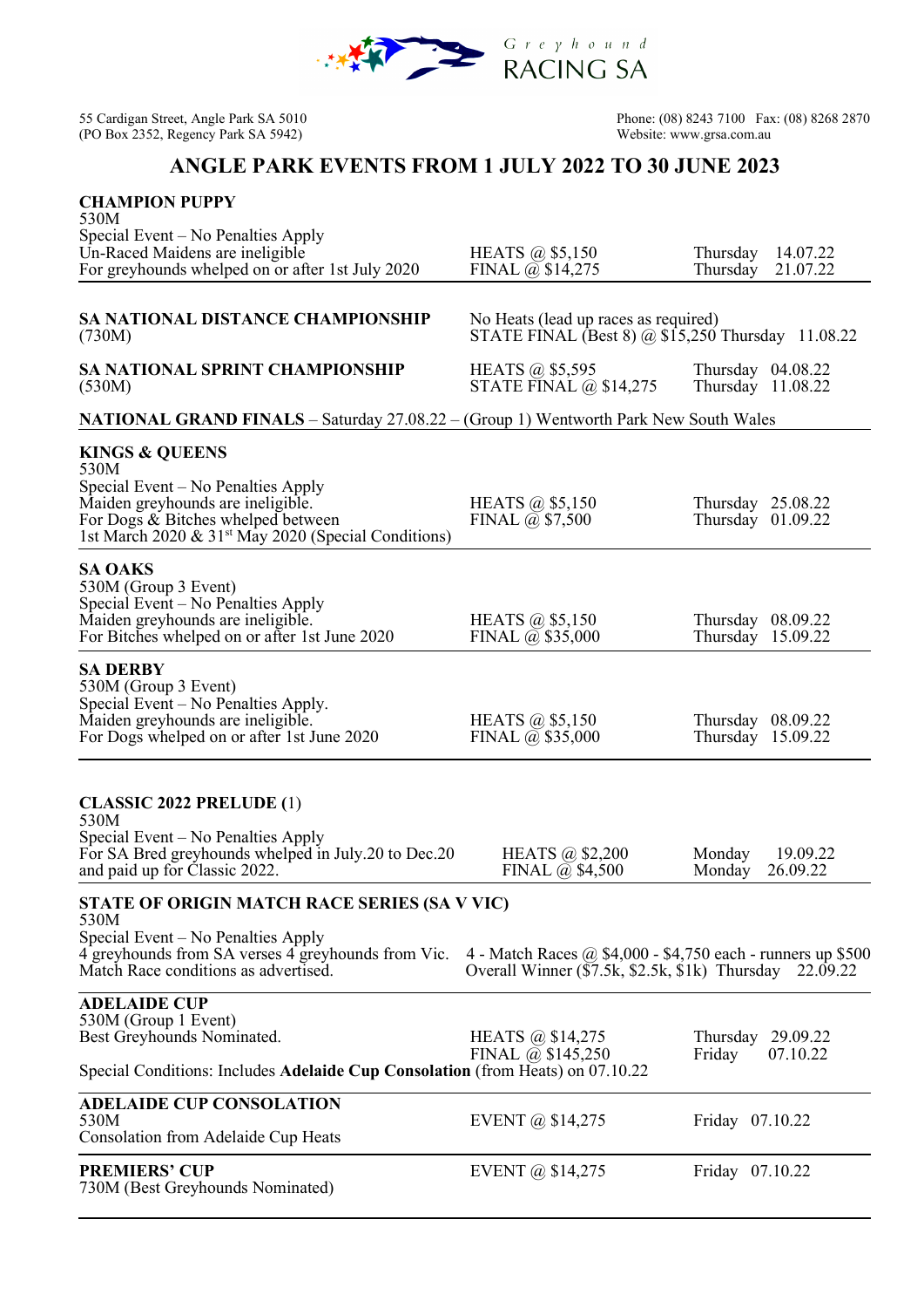Greyhound RACING SA

55 Cardigan Street, Angle Park SA 5010
(PO Box 2352, Regency Park SA 5942)

Phone: (08) 8243 7100 Fax: (08) 8268 2870
Website: www.grsa.com.au

# ANGLE PARK EVENTS FROM 1 JULY 2022 TO 30 JUNE 2023

**CHAMPION PUPPY**
530M
Special Event – No Penalties Apply
Un-Raced Maidens are ineligible
For greyhounds whelped on or after 1st July 2020

HEATS @ $5,150 — Thursday 14.07.22
FINAL @ $14,275 — Thursday 21.07.22

---

**SA NATIONAL DISTANCE CHAMPIONSHIP**
(730M)

No Heats (lead up races as required)
STATE FINAL (Best 8) @ $15,250 — Thursday 11.08.22

**SA NATIONAL SPRINT CHAMPIONSHIP**
(530M)

HEATS @ $5,595 — Thursday 04.08.22
STATE FINAL @ $14,275 — Thursday 11.08.22

**NATIONAL GRAND FINALS** – Saturday 27.08.22 – (Group 1) Wentworth Park New South Wales

---

**KINGS & QUEENS**
530M
Special Event – No Penalties Apply
Maiden greyhounds are ineligible.
For Dogs & Bitches whelped between
1st March 2020 & 31st May 2020 (Special Conditions)

HEATS @ $5,150 — Thursday 25.08.22
FINAL @ $7,500 — Thursday 01.09.22

---

**SA OAKS**
530M (Group 3 Event)
Special Event – No Penalties Apply
Maiden greyhounds are ineligible.
For Bitches whelped on or after 1st June 2020

HEATS @ $5,150 — Thursday 08.09.22
FINAL @ $35,000 — Thursday 15.09.22

---

**SA DERBY**
530M (Group 3 Event)
Special Event – No Penalties Apply.
Maiden greyhounds are ineligible.
For Dogs whelped on or after 1st June 2020

HEATS @ $5,150 — Thursday 08.09.22
FINAL @ $35,000 — Thursday 15.09.22

---

**CLASSIC 2022 PRELUDE (**1)
530M
Special Event – No Penalties Apply
For SA Bred greyhounds whelped in July.20 to Dec.20
and paid up for Classic 2022.

HEATS @ $2,200 — Monday 19.09.22
FINAL @ $4,500 — Monday 26.09.22

---

**STATE OF ORIGIN MATCH RACE SERIES (SA V VIC)**
530M
Special Event – No Penalties Apply
4 greyhounds from SA verses 4 greyhounds from Vic.
Match Race conditions as advertised.

4 - Match Races @ $4,000 - $4,750 each - runners up $500
Overall Winner ($7.5k, $2.5k, $1k) — Thursday 22.09.22

---

**ADELAIDE CUP**
530M (Group 1 Event)
Best Greyhounds Nominated.

HEATS @ $14,275 — Thursday 29.09.22
FINAL @ $145,250 — Friday 07.10.22

Special Conditions: Includes **Adelaide Cup Consolation** (from Heats) on 07.10.22

---

**ADELAIDE CUP CONSOLATION**
530M
Consolation from Adelaide Cup Heats

EVENT @ $14,275 — Friday 07.10.22

---

**PREMIERS' CUP**
730M (Best Greyhounds Nominated)

EVENT @ $14,275 — Friday 07.10.22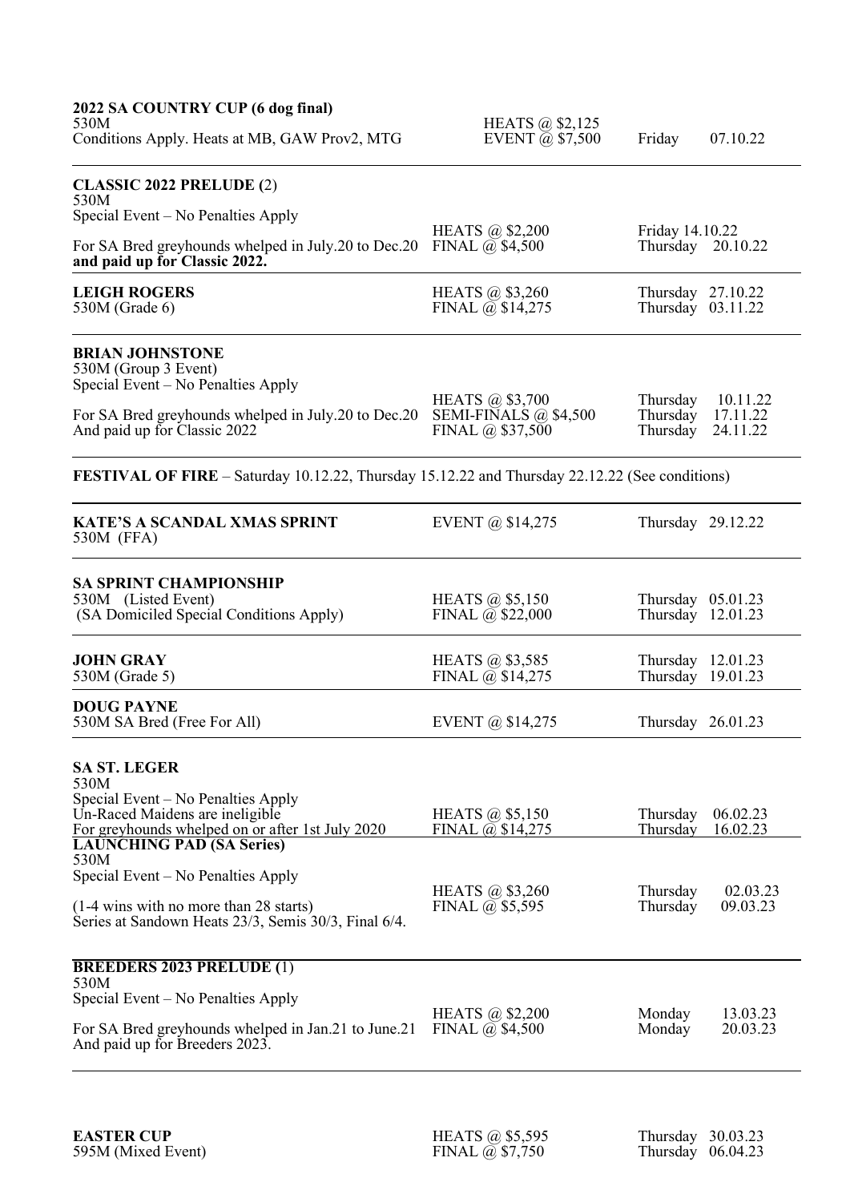**2022 SA COUNTRY CUP (6 dog final)**
530M
Conditions Apply. Heats at MB, GAW Prov2, MTG

HEATS @ $2,125
EVENT @ $7,500

Friday 07.10.22

---

**CLASSIC 2022 PRELUDE (**2)
530M
Special Event – No Penalties Apply

For SA Bred greyhounds whelped in July.20 to Dec.20 **and paid up for Classic 2022.**

HEATS @ $2,200
FINAL @ $4,500

Friday 14.10.22
Thursday 20.10.22

---

**LEIGH ROGERS**
530M (Grade 6)

HEATS @ $3,260
FINAL @ $14,275

Thursday 27.10.22
Thursday 03.11.22

---

**BRIAN JOHNSTONE**
530M (Group 3 Event)
Special Event – No Penalties Apply

For SA Bred greyhounds whelped in July.20 to Dec.20 And paid up for Classic 2022

HEATS @ $3,700
SEMI-FINALS @ $4,500
FINAL @ $37,500

Thursday 10.11.22
Thursday 17.11.22
Thursday 24.11.22

---

**FESTIVAL OF FIRE** – Saturday 10.12.22, Thursday 15.12.22 and Thursday 22.12.22 (See conditions)

---

**KATE'S A SCANDAL XMAS SPRINT**
530M (FFA)

EVENT @ $14,275

Thursday 29.12.22

---

**SA SPRINT CHAMPIONSHIP**
530M (Listed Event)
(SA Domiciled Special Conditions Apply)

HEATS @ $5,150
FINAL @ $22,000

Thursday 05.01.23
Thursday 12.01.23

---

**JOHN GRAY**
530M (Grade 5)

HEATS @ $3,585
FINAL @ $14,275

Thursday 12.01.23
Thursday 19.01.23

**DOUG PAYNE**
530M SA Bred (Free For All)

EVENT @ $14,275

Thursday 26.01.23

---

**SA ST. LEGER**
530M
Special Event – No Penalties Apply
Un-Raced Maidens are ineligible
For greyhounds whelped on or after 1st July 2020

HEATS @ $5,150
FINAL @ $14,275

Thursday 06.02.23
Thursday 16.02.23

---

**LAUNCHING PAD (SA Series)**
530M
Special Event – No Penalties Apply

(1-4 wins with no more than 28 starts)
Series at Sandown Heats 23/3, Semis 30/3, Final 6/4.

HEATS @ $3,260
FINAL @ $5,595

Thursday 02.03.23
Thursday 09.03.23

---

**BREEDERS 2023 PRELUDE (**1)
530M
Special Event – No Penalties Apply

For SA Bred greyhounds whelped in Jan.21 to June.21 And paid up for Breeders 2023.

HEATS @ $2,200
FINAL @ $4,500

Monday 13.03.23
Monday 20.03.23

---

**EASTER CUP**
595M (Mixed Event)

HEATS @ $5,595
FINAL @ $7,750

Thursday 30.03.23
Thursday 06.04.23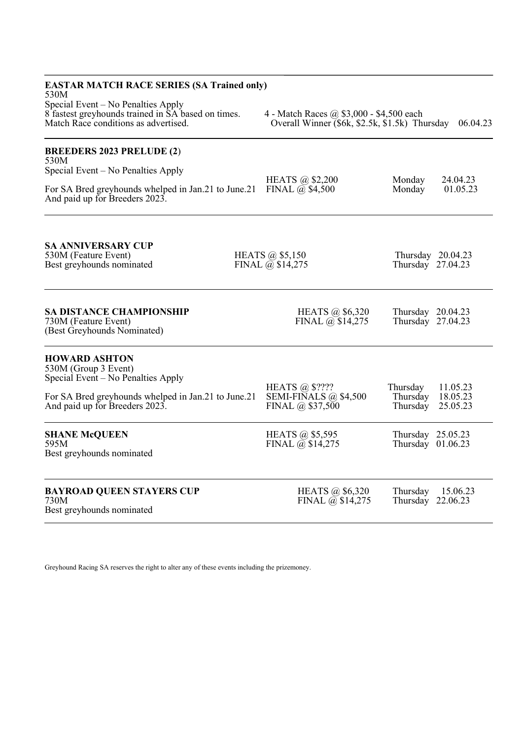**EASTAR MATCH RACE SERIES (SA Trained only)**
530M
Special Event – No Penalties Apply
8 fastest greyhounds trained in SA based on times.
Match Race conditions as advertised.

4 - Match Races @ $3,000 - $4,500 each
Overall Winner ($6k, $2.5k, $1.5k) Thursday 06.04.23

---

**BREEDERS 2023 PRELUDE (2)**
530M
Special Event – No Penalties Apply
For SA Bred greyhounds whelped in Jan.21 to June.21
And paid up for Breeders 2023.

HEATS @ $2,200 Monday 24.04.23
FINAL @ $4,500 Monday 01.05.23

---

**SA ANNIVERSARY CUP**
530M (Feature Event)
Best greyhounds nominated

HEATS @ $5,150 Thursday 20.04.23
FINAL @ $14,275 Thursday 27.04.23

---

**SA DISTANCE CHAMPIONSHIP**
730M (Feature Event)
(Best Greyhounds Nominated)

HEATS @ $6,320 Thursday 20.04.23
FINAL @ $14,275 Thursday 27.04.23

---

**HOWARD ASHTON**
530M (Group 3 Event)
Special Event – No Penalties Apply
For SA Bred greyhounds whelped in Jan.21 to June.21
And paid up for Breeders 2023.

HEATS @ $???? Thursday 11.05.23
SEMI-FINALS @ $4,500 Thursday 18.05.23
FINAL @ $37,500 Thursday 25.05.23

---

**SHANE McQUEEN**
595M
Best greyhounds nominated

HEATS @ $5,595 Thursday 25.05.23
FINAL @ $14,275 Thursday 01.06.23

---

**BAYROAD QUEEN STAYERS CUP**
730M
Best greyhounds nominated

HEATS @ $6,320 Thursday 15.06.23
FINAL @ $14,275 Thursday 22.06.23

---

Greyhound Racing SA reserves the right to alter any of these events including the prizemoney.